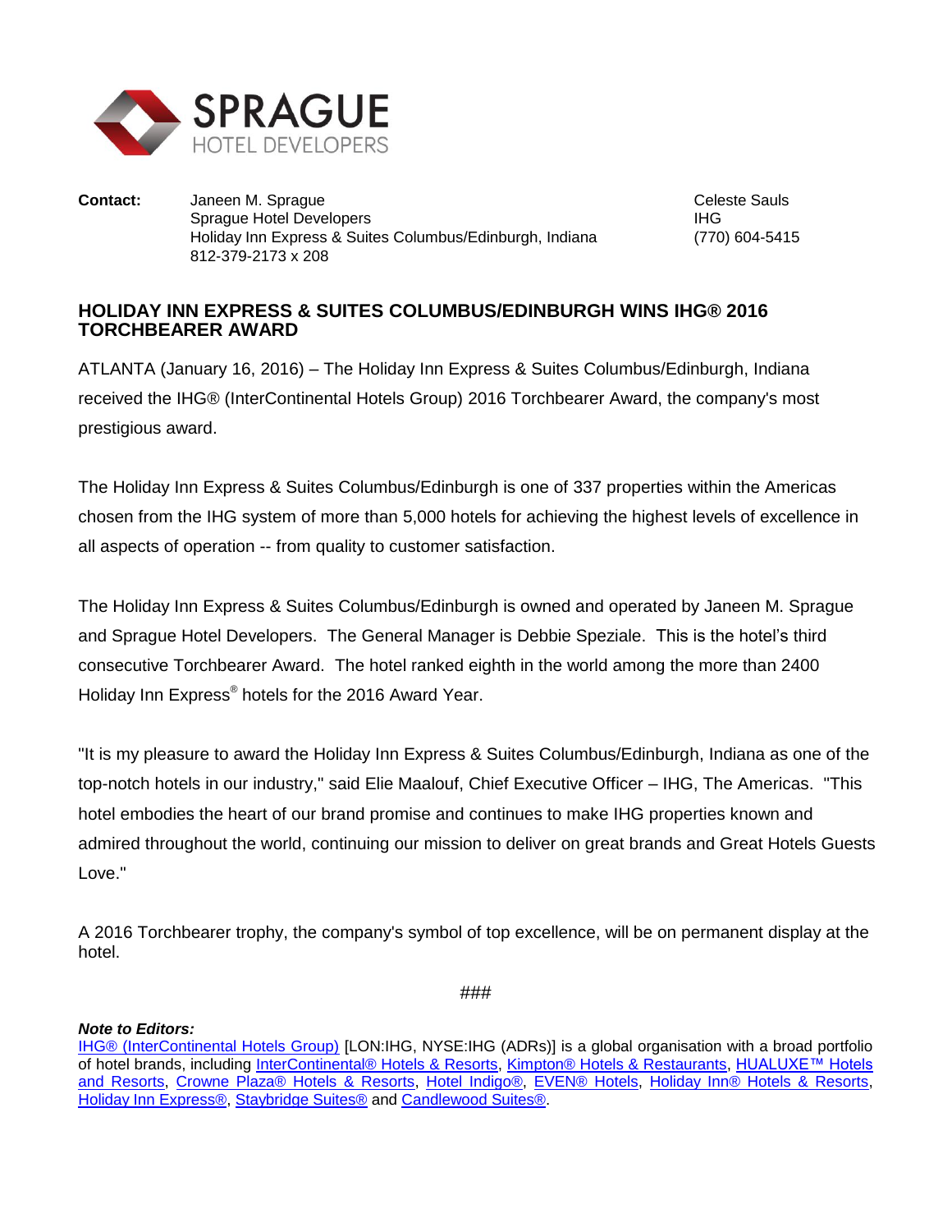SPRAGUE
HOTEL DEVELOPERS

**Contact:** Janeen M. Sprague
Sprague Hotel Developers
Holiday Inn Express & Suites Columbus/Edinburgh, Indiana
812-379-2173 x 208

Celeste Sauls
IHG
(770) 604-5415

## HOLIDAY INN EXPRESS & SUITES COLUMBUS/EDINBURGH WINS IHG® 2016 TORCHBEARER AWARD

ATLANTA (January 16, 2016) – The Holiday Inn Express & Suites Columbus/Edinburgh, Indiana received the IHG® (InterContinental Hotels Group) 2016 Torchbearer Award, the company's most prestigious award.

The Holiday Inn Express & Suites Columbus/Edinburgh is one of 337 properties within the Americas chosen from the IHG system of more than 5,000 hotels for achieving the highest levels of excellence in all aspects of operation -- from quality to customer satisfaction.

The Holiday Inn Express & Suites Columbus/Edinburgh is owned and operated by Janeen M. Sprague and Sprague Hotel Developers. The General Manager is Debbie Speziale. This is the hotel's third consecutive Torchbearer Award. The hotel ranked eighth in the world among the more than 2400 Holiday Inn Express® hotels for the 2016 Award Year.

"It is my pleasure to award the Holiday Inn Express & Suites Columbus/Edinburgh, Indiana as one of the top-notch hotels in our industry," said Elie Maalouf, Chief Executive Officer – IHG, The Americas. "This hotel embodies the heart of our brand promise and continues to make IHG properties known and admired throughout the world, continuing our mission to deliver on great brands and Great Hotels Guests Love."

A 2016 Torchbearer trophy, the company's symbol of top excellence, will be on permanent display at the hotel.

###

***Note to Editors:***
IHG® (InterContinental Hotels Group) [LON:IHG, NYSE:IHG (ADRs)] is a global organisation with a broad portfolio of hotel brands, including InterContinental® Hotels & Resorts, Kimpton® Hotels & Restaurants, HUALUXE™ Hotels and Resorts, Crowne Plaza® Hotels & Resorts, Hotel Indigo®, EVEN® Hotels, Holiday Inn® Hotels & Resorts, Holiday Inn Express®, Staybridge Suites® and Candlewood Suites®.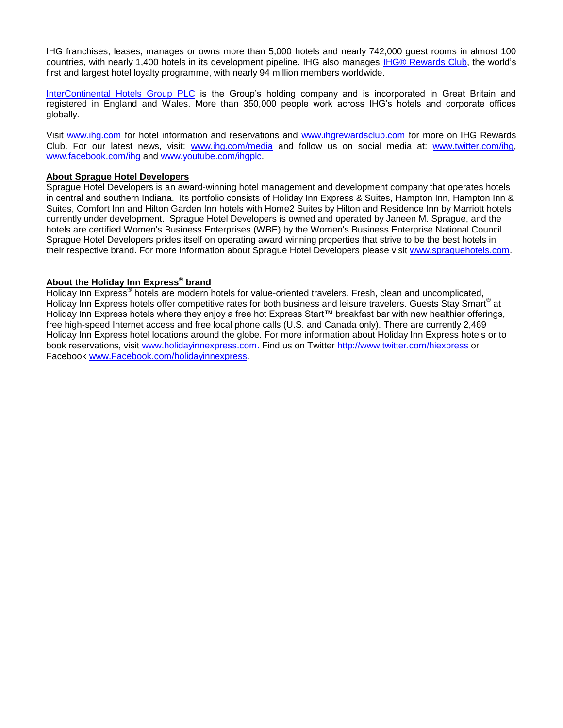IHG franchises, leases, manages or owns more than 5,000 hotels and nearly 742,000 guest rooms in almost 100 countries, with nearly 1,400 hotels in its development pipeline. IHG also manages IHG® Rewards Club, the world's first and largest hotel loyalty programme, with nearly 94 million members worldwide.

InterContinental Hotels Group PLC is the Group's holding company and is incorporated in Great Britain and registered in England and Wales. More than 350,000 people work across IHG's hotels and corporate offices globally.

Visit www.ihg.com for hotel information and reservations and www.ihgrewardsclub.com for more on IHG Rewards Club. For our latest news, visit: www.ihg.com/media and follow us on social media at: www.twitter.com/ihg, www.facebook.com/ihg and www.youtube.com/ihgplc.

**About Sprague Hotel Developers**

Sprague Hotel Developers is an award-winning hotel management and development company that operates hotels in central and southern Indiana. Its portfolio consists of Holiday Inn Express & Suites, Hampton Inn, Hampton Inn & Suites, Comfort Inn and Hilton Garden Inn hotels with Home2 Suites by Hilton and Residence Inn by Marriott hotels currently under development. Sprague Hotel Developers is owned and operated by Janeen M. Sprague, and the hotels are certified Women's Business Enterprises (WBE) by the Women's Business Enterprise National Council. Sprague Hotel Developers prides itself on operating award winning properties that strive to be the best hotels in their respective brand. For more information about Sprague Hotel Developers please visit www.spraguehotels.com.

**About the Holiday Inn Express® brand**

Holiday Inn Express® hotels are modern hotels for value-oriented travelers. Fresh, clean and uncomplicated, Holiday Inn Express hotels offer competitive rates for both business and leisure travelers. Guests Stay Smart® at Holiday Inn Express hotels where they enjoy a free hot Express Start™ breakfast bar with new healthier offerings, free high-speed Internet access and free local phone calls (U.S. and Canada only). There are currently 2,469 Holiday Inn Express hotel locations around the globe. For more information about Holiday Inn Express hotels or to book reservations, visit www.holidayinnexpress.com. Find us on Twitter http://www.twitter.com/hiexpress or Facebook www.Facebook.com/holidayinnexpress.